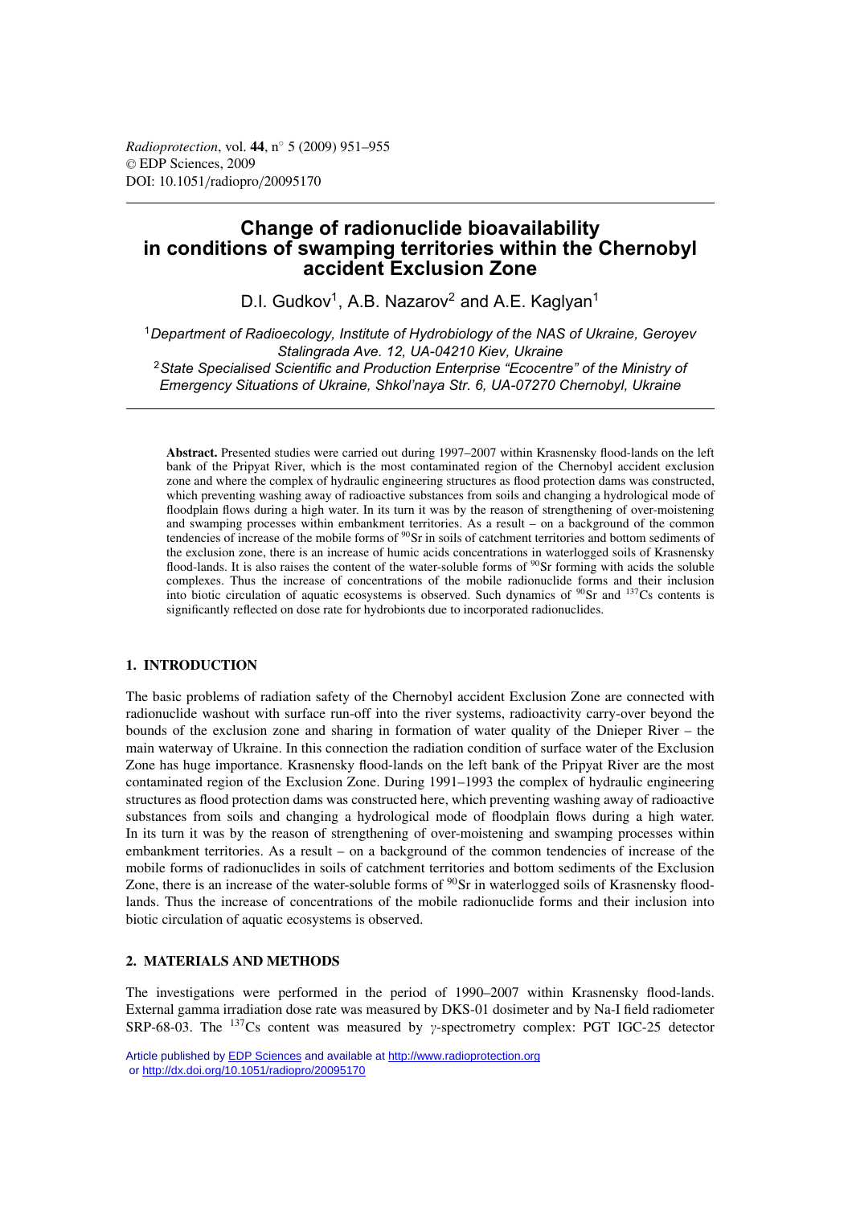# Change of radionuclide bioavailability in conditions of swamping territories within the Chernobyl accident Exclusion Zone

D.I. Gudkov[1], A.B. Nazarov[2] and A.E. Kaglyan[1]

[1]*Department of Radioecology, Institute of Hydrobiology of the NAS of Ukraine, Geroyev Stalingrada Ave. 12, UA-04210 Kiev, Ukraine*

[2]*State Specialised Scientific and Production Enterprise "Ecocentre" of the Ministry of Emergency Situations of Ukraine, Shkol'naya Str. 6, UA-07270 Chernobyl, Ukraine*

**Abstract.** Presented studies were carried out during 1997–2007 within Krasnensky flood-lands on the left bank of the Pripyat River, which is the most contaminated region of the Chernobyl accident exclusion zone and where the complex of hydraulic engineering structures as flood protection dams was constructed, which preventing washing away of radioactive substances from soils and changing a hydrological mode of floodplain flows during a high water. In its turn it was by the reason of strengthening of over-moistening and swamping processes within embankment territories. As a result – on a background of the common tendencies of increase of the mobile forms of $^{90}$Sr in soils of catchment territories and bottom sediments of the exclusion zone, there is an increase of humic acids concentrations in waterlogged soils of Krasnensky flood-lands. It is also raises the content of the water-soluble forms of $^{90}$Sr forming with acids the soluble complexes. Thus the increase of concentrations of the mobile radionuclide forms and their inclusion into biotic circulation of aquatic ecosystems is observed. Such dynamics of $^{90}$Sr and $^{137}$Cs contents is significantly reflected on dose rate for hydrobionts due to incorporated radionuclides.

## 1. INTRODUCTION

The basic problems of radiation safety of the Chernobyl accident Exclusion Zone are connected with radionuclide washout with surface run-off into the river systems, radioactivity carry-over beyond the bounds of the exclusion zone and sharing in formation of water quality of the Dnieper River – the main waterway of Ukraine. In this connection the radiation condition of surface water of the Exclusion Zone has huge importance. Krasnensky flood-lands on the left bank of the Pripyat River are the most contaminated region of the Exclusion Zone. During 1991–1993 the complex of hydraulic engineering structures as flood protection dams was constructed here, which preventing washing away of radioactive substances from soils and changing a hydrological mode of floodplain flows during a high water. In its turn it was by the reason of strengthening of over-moistening and swamping processes within embankment territories. As a result – on a background of the common tendencies of increase of the mobile forms of radionuclides in soils of catchment territories and bottom sediments of the Exclusion Zone, there is an increase of the water-soluble forms of $^{90}$Sr in waterlogged soils of Krasnensky flood-lands. Thus the increase of concentrations of the mobile radionuclide forms and their inclusion into biotic circulation of aquatic ecosystems is observed.

## 2. MATERIALS AND METHODS

The investigations were performed in the period of 1990–2007 within Krasnensky flood-lands. External gamma irradiation dose rate was measured by DKS-01 dosimeter and by Na-I field radiometer SRP-68-03. The $^{137}$Cs content was measured by $\gamma$-spectrometry complex: PGT IGC-25 detector

Article published by EDP Sciences and available at http://www.radioprotection.org or http://dx.doi.org/10.1051/radiopro/20095170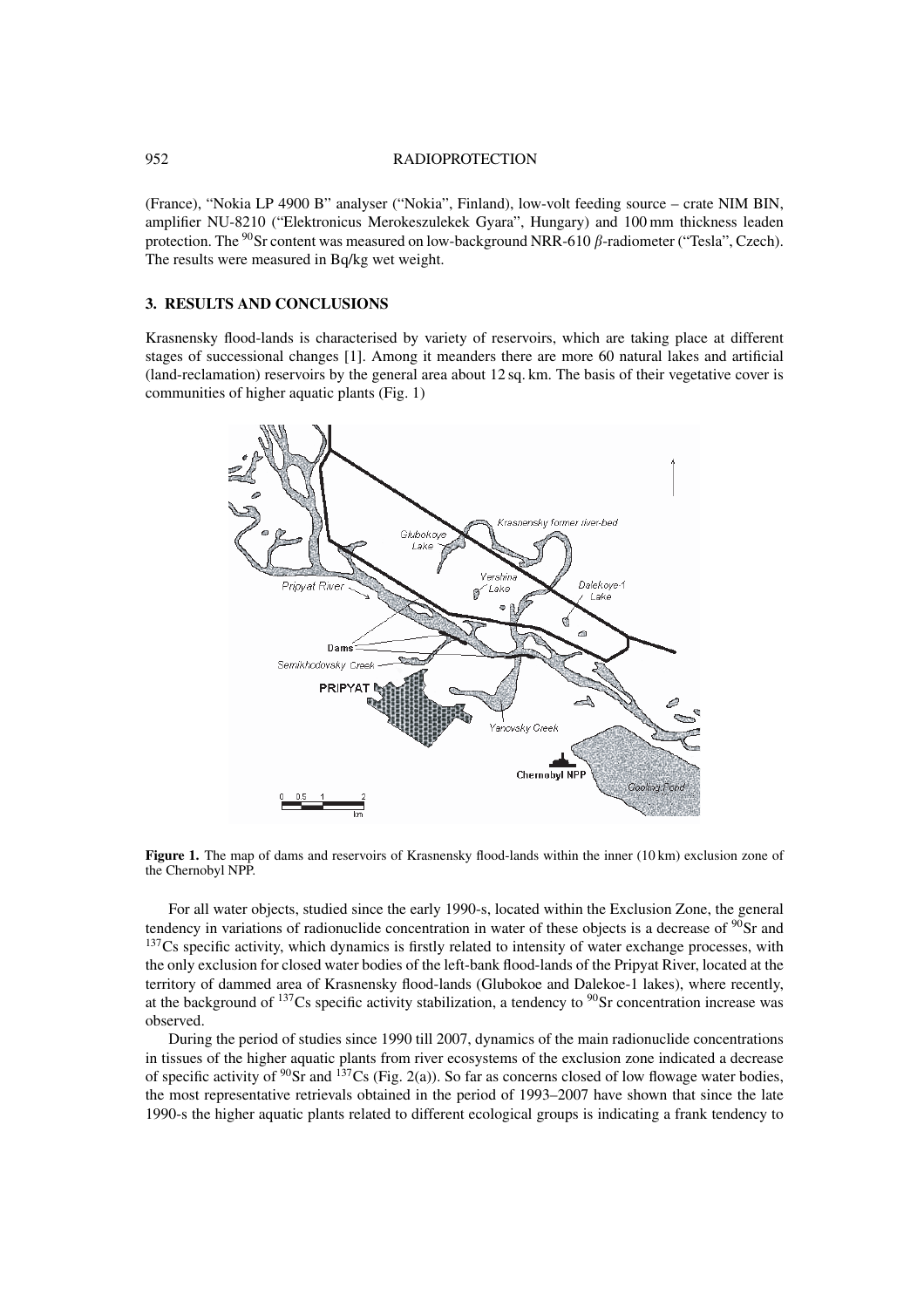(France), "Nokia LP 4900 B" analyser ("Nokia", Finland), low-volt feeding source – crate NIM BIN, amplifier NU-8210 ("Elektronicus Merokeszulekek Gyara", Hungary) and 100 mm thickness leaden protection. The $^{90}$Sr content was measured on low-background NRR-610 $\beta$-radiometer ("Tesla", Czech). The results were measured in Bq/kg wet weight.

## 3. RESULTS AND CONCLUSIONS

Krasnensky flood-lands is characterised by variety of reservoirs, which are taking place at different stages of successional changes [1]. Among it meanders there are more 60 natural lakes and artificial (land-reclamation) reservoirs by the general area about 12 sq. km. The basis of their vegetative cover is communities of higher aquatic plants (Fig. 1)

**Figure 1.** The map of dams and reservoirs of Krasnensky flood-lands within the inner (10 km) exclusion zone of the Chernobyl NPP.

For all water objects, studied since the early 1990-s, located within the Exclusion Zone, the general tendency in variations of radionuclide concentration in water of these objects is a decrease of $^{90}$Sr and $^{137}$Cs specific activity, which dynamics is firstly related to intensity of water exchange processes, with the only exclusion for closed water bodies of the left-bank flood-lands of the Pripyat River, located at the territory of dammed area of Krasnensky flood-lands (Glubokoe and Dalekoe-1 lakes), where recently, at the background of $^{137}$Cs specific activity stabilization, a tendency to $^{90}$Sr concentration increase was observed.

During the period of studies since 1990 till 2007, dynamics of the main radionuclide concentrations in tissues of the higher aquatic plants from river ecosystems of the exclusion zone indicated a decrease of specific activity of $^{90}$Sr and $^{137}$Cs (Fig. 2(a)). So far as concerns closed of low flowage water bodies, the most representative retrievals obtained in the period of 1993–2007 have shown that since the late 1990-s the higher aquatic plants related to different ecological groups is indicating a frank tendency to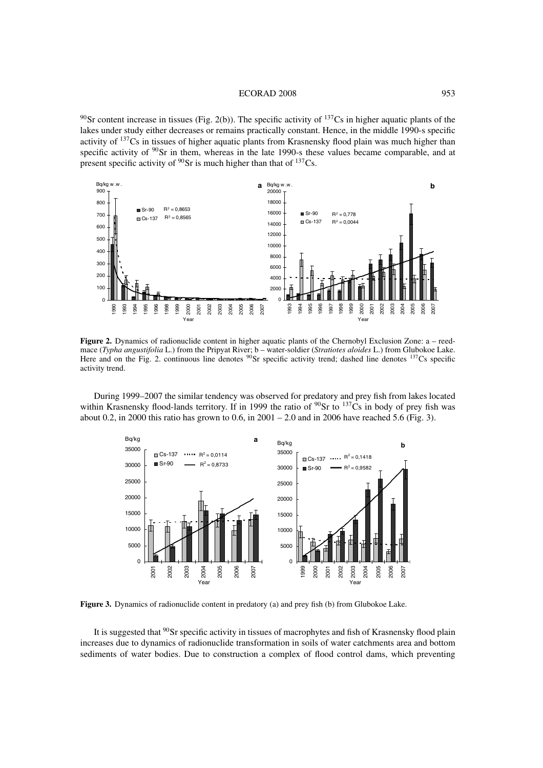$^{90}$Sr content increase in tissues (Fig. 2(b)). The specific activity of $^{137}$Cs in higher aquatic plants of the lakes under study either decreases or remains practically constant. Hence, in the middle 1990-s specific activity of $^{137}$Cs in tissues of higher aquatic plants from Krasnensky flood plain was much higher than specific activity of $^{90}$Sr in them, whereas in the late 1990-s these values became comparable, and at present specific activity of $^{90}$Sr is much higher than that of $^{137}$Cs.

**Figure 2.** Dynamics of radionuclide content in higher aquatic plants of the Chernobyl Exclusion Zone: a – reedmace (*Typha angustifolia* L.) from the Pripyat River; b – water-soldier (*Stratiotes aloides* L.) from Glubokoe Lake. Here and on the Fig. 2. continuous line denotes $^{90}$Sr specific activity trend; dashed line denotes $^{137}$Cs specific activity trend.

During 1999–2007 the similar tendency was observed for predatory and prey fish from lakes located within Krasnensky flood-lands territory. If in 1999 the ratio of $^{90}$Sr to $^{137}$Cs in body of prey fish was about 0.2, in 2000 this ratio has grown to 0.6, in 2001 – 2.0 and in 2006 have reached 5.6 (Fig. 3).

**Figure 3.** Dynamics of radionuclide content in predatory (a) and prey fish (b) from Glubokoe Lake.

It is suggested that $^{90}$Sr specific activity in tissues of macrophytes and fish of Krasnensky flood plain increases due to dynamics of radionuclide transformation in soils of water catchments area and bottom sediments of water bodies. Due to construction a complex of flood control dams, which preventing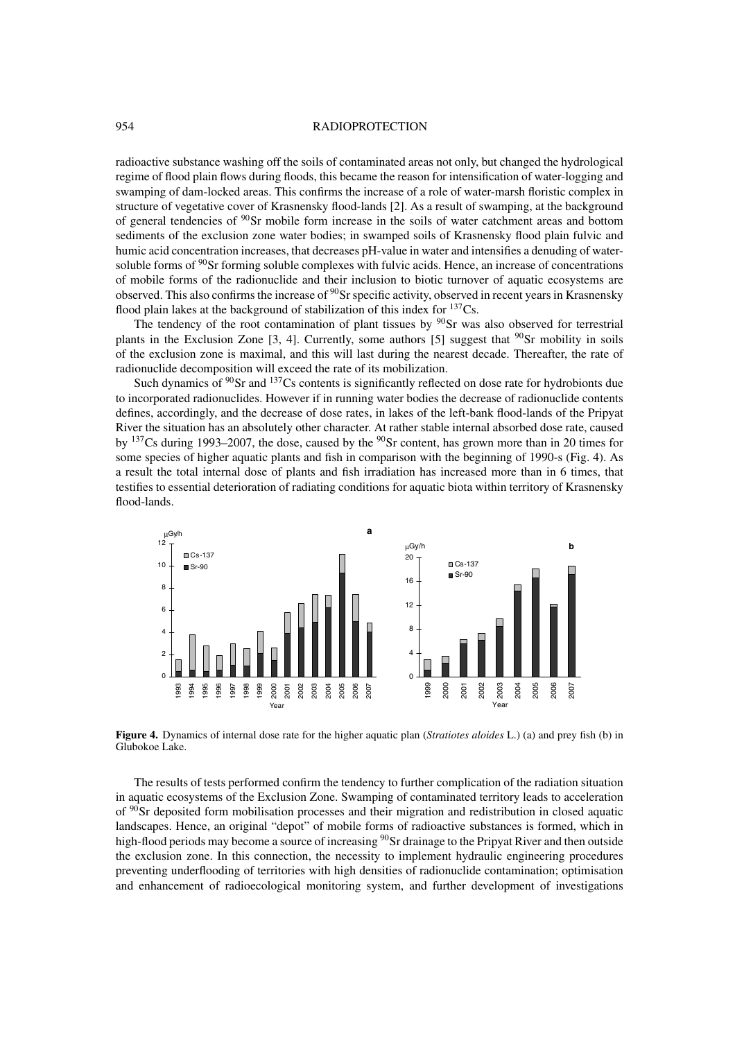radioactive substance washing off the soils of contaminated areas not only, but changed the hydrological regime of flood plain flows during floods, this became the reason for intensification of water-logging and swamping of dam-locked areas. This confirms the increase of a role of water-marsh floristic complex in structure of vegetative cover of Krasnensky flood-lands [2]. As a result of swamping, at the background of general tendencies of $^{90}$Sr mobile form increase in the soils of water catchment areas and bottom sediments of the exclusion zone water bodies; in swamped soils of Krasnensky flood plain fulvic and humic acid concentration increases, that decreases pH-value in water and intensifies a denuding of water-soluble forms of $^{90}$Sr forming soluble complexes with fulvic acids. Hence, an increase of concentrations of mobile forms of the radionuclide and their inclusion to biotic turnover of aquatic ecosystems are observed. This also confirms the increase of $^{90}$Sr specific activity, observed in recent years in Krasnensky flood plain lakes at the background of stabilization of this index for $^{137}$Cs.

The tendency of the root contamination of plant tissues by $^{90}$Sr was also observed for terrestrial plants in the Exclusion Zone [3, 4]. Currently, some authors [5] suggest that $^{90}$Sr mobility in soils of the exclusion zone is maximal, and this will last during the nearest decade. Thereafter, the rate of radionuclide decomposition will exceed the rate of its mobilization.

Such dynamics of $^{90}$Sr and $^{137}$Cs contents is significantly reflected on dose rate for hydrobionts due to incorporated radionuclides. However if in running water bodies the decrease of radionuclide contents defines, accordingly, and the decrease of dose rates, in lakes of the left-bank flood-lands of the Pripyat River the situation has an absolutely other character. At rather stable internal absorbed dose rate, caused by $^{137}$Cs during 1993–2007, the dose, caused by the $^{90}$Sr content, has grown more than in 20 times for some species of higher aquatic plants and fish in comparison with the beginning of 1990-s (Fig. 4). As a result the total internal dose of plants and fish irradiation has increased more than in 6 times, that testifies to essential deterioration of radiating conditions for aquatic biota within territory of Krasnensky flood-lands.

**Figure 4.** Dynamics of internal dose rate for the higher aquatic plan (*Stratiotes aloides* L.) (a) and prey fish (b) in Glubokoe Lake.

The results of tests performed confirm the tendency to further complication of the radiation situation in aquatic ecosystems of the Exclusion Zone. Swamping of contaminated territory leads to acceleration of $^{90}$Sr deposited form mobilisation processes and their migration and redistribution in closed aquatic landscapes. Hence, an original "depot" of mobile forms of radioactive substances is formed, which in high-flood periods may become a source of increasing $^{90}$Sr drainage to the Pripyat River and then outside the exclusion zone. In this connection, the necessity to implement hydraulic engineering procedures preventing underflooding of territories with high densities of radionuclide contamination; optimisation and enhancement of radioecological monitoring system, and further development of investigations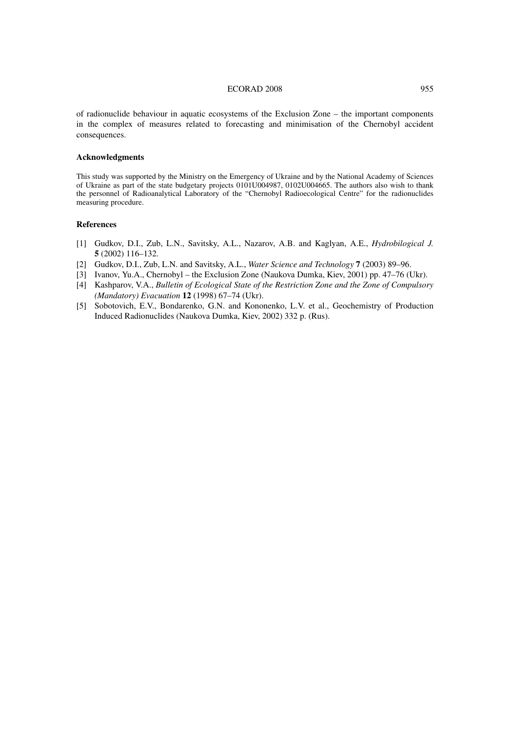of radionuclide behaviour in aquatic ecosystems of the Exclusion Zone – the important components in the complex of measures related to forecasting and minimisation of the Chernobyl accident consequences.

## Acknowledgments

This study was supported by the Ministry on the Emergency of Ukraine and by the National Academy of Sciences of Ukraine as part of the state budgetary projects 0101U004987, 0102U004665. The authors also wish to thank the personnel of Radioanalytical Laboratory of the "Chernobyl Radioecological Centre" for the radionuclides measuring procedure.

## References

[1] Gudkov, D.I., Zub, L.N., Savitsky, A.L., Nazarov, A.B. and Kaglyan, A.E., *Hydrobilogical J.* **5** (2002) 116–132.

[2] Gudkov, D.I., Zub, L.N. and Savitsky, A.L., *Water Science and Technology* **7** (2003) 89–96.

[3] Ivanov, Yu.A., Chernobyl – the Exclusion Zone (Naukova Dumka, Kiev, 2001) pp. 47–76 (Ukr).

[4] Kashparov, V.A., *Bulletin of Ecological State of the Restriction Zone and the Zone of Compulsory (Mandatory) Evacuation* **12** (1998) 67–74 (Ukr).

[5] Sobotovich, E.V., Bondarenko, G.N. and Kononenko, L.V. et al., Geochemistry of Production Induced Radionuclides (Naukova Dumka, Kiev, 2002) 332 p. (Rus).